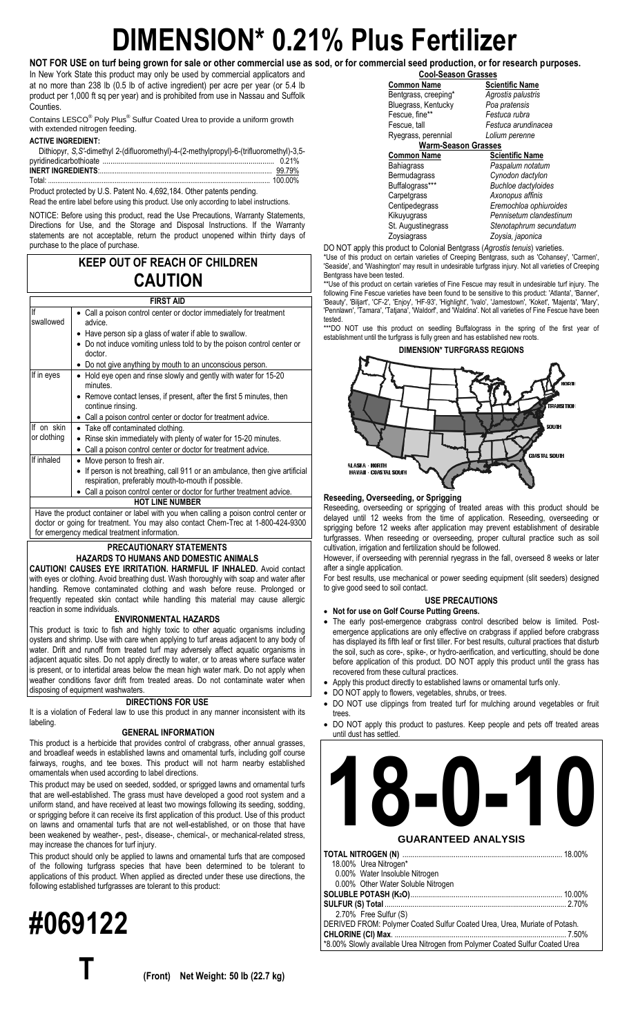# DIMENSION* 0.21% Plus Fertilizer

**NOT FOR USE on turf being grown for sale or other commercial use as sod, or for commercial seed production, or for research purposes.**

In New York State this product may only be used by commercial applicators and at no more than 238 lb (0.5 lb of active ingredient) per acre per year (or 5.4 lb product per 1,000 ft sq per year) and is prohibited from use in Nassau and Suffolk Counties.

Contains LESCO® Poly Plus® Sulfur Coated Urea to provide a uniform growth with extended nitrogen feeding.

**ACTIVE INGREDIENT:**

| | |
|---|---|
| Dithiopyr, *S,S'*-dimethyl 2-(difluoromethyl)-4-(2-methylpropyl)-6-(trifluoromethyl)-3,5-pyridinedicarbothioate | 0.21% |
| **INERT INGREDIENTS**: | 99.79% |
| Total: | 100.00% |

Product protected by U.S. Patent No. 4,692,184. Other patents pending.

Read the entire label before using this product. Use only according to label instructions.

NOTICE: Before using this product, read the Use Precautions, Warranty Statements, Directions for Use, and the Storage and Disposal Instructions. If the Warranty statements are not acceptable, return the product unopened within thirty days of purchase to the place of purchase.

## KEEP OUT OF REACH OF CHILDREN

## CAUTION

| FIRST AID | |
|---|---|
| If swallowed | • Call a poison control center or doctor immediately for treatment advice.<br>• Have person sip a glass of water if able to swallow.<br>• Do not induce vomiting unless told to by the poison control center or doctor.<br>• Do not give anything by mouth to an unconscious person. |
| If in eyes | • Hold eye open and rinse slowly and gently with water for 15-20 minutes.<br>• Remove contact lenses, if present, after the first 5 minutes, then continue rinsing.<br>• Call a poison control center or doctor for treatment advice. |
| If on skin or clothing | • Take off contaminated clothing.<br>• Rinse skin immediately with plenty of water for 15-20 minutes.<br>• Call a poison control center or doctor for treatment advice. |
| If inhaled | • Move person to fresh air.<br>• If person is not breathing, call 911 or an ambulance, then give artificial respiration, preferably mouth-to-mouth if possible.<br>• Call a poison control center or doctor for further treatment advice. |
| **HOT LINE NUMBER** | |
| Have the product container or label with you when calling a poison control center or doctor or going for treatment. You may also contact Chem-Trec at 1-800-424-9300 for emergency medical treatment information. | |

### PRECAUTIONARY STATEMENTS

### HAZARDS TO HUMANS AND DOMESTIC ANIMALS

**CAUTION! CAUSES EYE IRRITATION. HARMFUL IF INHALED.** Avoid contact with eyes or clothing. Avoid breathing dust. Wash thoroughly with soap and water after handling. Remove contaminated clothing and wash before reuse. Prolonged or frequently repeated skin contact while handling this material may cause allergic reaction in some individuals.

### ENVIRONMENTAL HAZARDS

This product is toxic to fish and highly toxic to other aquatic organisms including oysters and shrimp. Use with care when applying to turf areas adjacent to any body of water. Drift and runoff from treated turf may adversely affect aquatic organisms in adjacent aquatic sites. Do not apply directly to water, or to areas where surface water is present, or to intertidal areas below the mean high water mark. Do not apply when weather conditions favor drift from treated areas. Do not contaminate water when disposing of equipment washwaters.

### DIRECTIONS FOR USE

It is a violation of Federal law to use this product in any manner inconsistent with its labeling.

### GENERAL INFORMATION

This product is a herbicide that provides control of crabgrass, other annual grasses, and broadleaf weeds in established lawns and ornamental turfs, including golf course fairways, roughs, and tee boxes. This product will not harm nearby established ornamentals when used according to label directions.

This product may be used on seeded, sodded, or sprigged lawns and ornamental turfs that are well-established. The grass must have developed a good root system and a uniform stand, and have received at least two mowings following its seeding, sodding, or sprigging before it can receive its first application of this product. Use of this product on lawns and ornamental turfs that are not well-established, or on those that have been weakened by weather-, pest-, disease-, chemical-, or mechanical-related stress, may increase the chances for turf injury.

This product should only be applied to lawns and ornamental turfs that are composed of the following turfgrass species that have been determined to be tolerant to applications of this product. When applied as directed under these use directions, the following established turfgrasses are tolerant to this product:

**Cool-Season Grasses**

| Common Name | Scientific Name |
|---|---|
| Bentgrass, creeping* | *Agrostis palustris* |
| Bluegrass, Kentucky | *Poa pratensis* |
| Fescue, fine** | *Festuca rubra* |
| Fescue, tall | *Festuca arundinacea* |
| Ryegrass, perennial | *Lolium perenne* |

**Warm-Season Grasses**

| Common Name | Scientific Name |
|---|---|
| Bahiagrass | *Paspalum notatum* |
| Bermudagrass | *Cynodon dactylon* |
| Buffalograss*** | *Buchloe dactyloides* |
| Carpetgrass | *Axonopus affinis* |
| Centipedegrass | *Eremochloa ophiuroides* |
| Kikuyugrass | *Pennisetum clandestinum* |
| St. Augustinegrass | *Stenotaphrum secundatum* |
| Zoysiagrass | *Zoysia, japonica* |

DO NOT apply this product to Colonial Bentgrass (*Agrostis tenuis*) varieties.

*Use of this product on certain varieties of Creeping Bentgrass, such as 'Cohansey', 'Carmen', 'Seaside', and 'Washington' may result in undesirable turfgrass injury. Not all varieties of Creeping Bentgrass have been tested.

**Use of this product on certain varieties of Fine Fescue may result in undesirable turf injury. The following Fine Fescue varieties have been found to be sensitive to this product: 'Atlanta', 'Banner', 'Beauty', 'Biljart', 'CF-2', 'Enjoy', 'HF-93', 'Highlight', 'Ivalo', 'Jamestown', 'Koket', 'Majenta', 'Mary', 'Pennlawn', 'Tamara', 'Tatjana', 'Waldorf', and 'Waldina'. Not all varieties of Fine Fescue have been tested.

***DO NOT use this product on seedling Buffalograss in the spring of the first year of establishment until the turfgrass is fully green and has established new roots.

**DIMENSION* TURFGRASS REGIONS**

NORTH
TRANSITION
SOUTH
COASTAL SOUTH
ALASKA - NORTH
HAWAII - COASTAL SOUTH

### Reseeding, Overseeding, or Sprigging

Reseeding, overseeding or sprigging of treated areas with this product should be delayed until 12 weeks from the time of application. Reseeding, overseeding or sprigging before 12 weeks after application may prevent establishment of desirable turfgrasses. When reseeding or overseeding, proper cultural practice such as soil cultivation, irrigation and fertilization should be followed.

However, if overseeding with perennial ryegrass in the fall, overseed 8 weeks or later after a single application.

For best results, use mechanical or power seeding equipment (slit seeders) designed to give good seed to soil contact.

### USE PRECAUTIONS

- **Not for use on Golf Course Putting Greens.**
- The early post-emergence crabgrass control described below is limited. Post-emergence applications are only effective on crabgrass if applied before crabgrass has displayed its fifth leaf or first tiller. For best results, cultural practices that disturb the soil, such as core-, spike-, or hydro-aerification, and verticutting, should be done before application of this product. DO NOT apply this product until the grass has recovered from these cultural practices.
- Apply this product directly to established lawns or ornamental turfs only.
- DO NOT apply to flowers, vegetables, shrubs, or trees.
- DO NOT use clippings from treated turf for mulching around vegetables or fruit trees.
- DO NOT apply this product to pastures. Keep people and pets off treated areas until dust has settled.

# 18-0-10

### GUARANTEED ANALYSIS

| | |
|---|---|
| **TOTAL NITROGEN (N)** | 18.00% |
| 18.00% Urea Nitrogen* | |
| 0.00% Water Insoluble Nitrogen | |
| 0.00% Other Water Soluble Nitrogen | |
| **SOLUBLE POTASH ($K_2O$)** | 10.00% |
| **SULFUR (S) Total** | 2.70% |
| 2.70% Free Sulfur (S) | |
| DERIVED FROM: Polymer Coated Sulfur Coated Urea, Urea, Muriate of Potash. | |
| **CHLORINE (Cl) Max.** | 7.50% |

*8.00% Slowly available Urea Nitrogen from Polymer Coated Sulfur Coated Urea

# #069122

**T**

**(Front) Net Weight: 50 lb (22.7 kg)**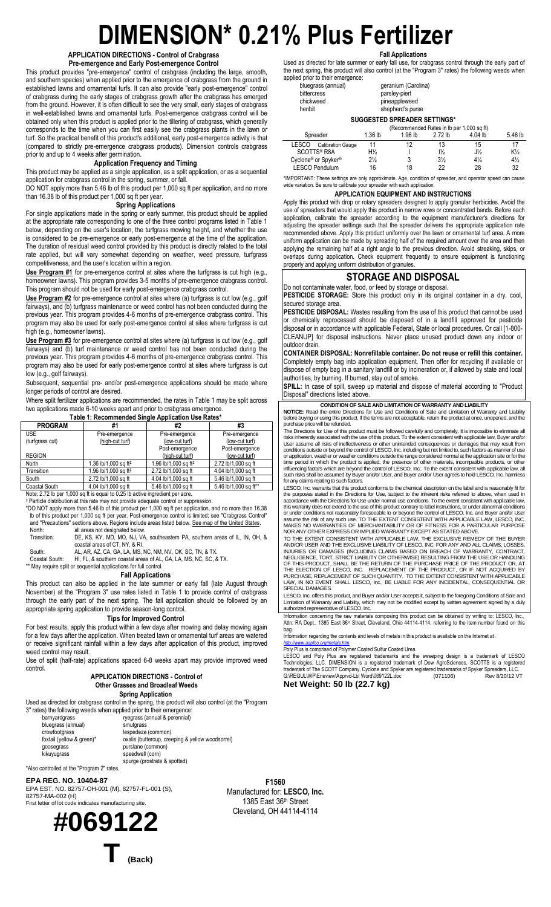# DIMENSION* 0.21% Plus Fertilizer

## APPLICATION DIRECTIONS - Control of Crabgrass

### Pre-emergence and Early Post-emergence Control

This product provides "pre-emergence" control of crabgrass (including the large, smooth, and southern species) when applied prior to the emergence of crabgrass from the ground in established lawns and ornamental turfs. It can also provide "early post-emergence" control of crabgrass during the early stages of crabgrass growth after the crabgrass has emerged from the ground. However, it is often difficult to see the very small, early stages of crabgrass in well-established lawns and ornamental turfs. Post-emergence crabgrass control will be obtained only when this product is applied prior to the tillering of crabgrass, which generally corresponds to the time when you can first easily see the crabgrass plants in the lawn or turf. So the practical benefit of this product's additional, early post-emergence activity is that (compared to strictly pre-emergence crabgrass products). Dimension controls crabgrass prior to and up to 4 weeks after germination.

### Application Frequency and Timing

This product may be applied as a single application, as a split application, or as a sequential application for crabgrass control in the spring, summer, or fall.

DO NOT apply more than 5.46 lb of this product per 1,000 sq ft per application, and no more than 16.38 lb of this product per 1,000 sq ft per year.

### Spring Applications

For single applications made in the spring or early summer, this product should be applied at the appropriate rate corresponding to one of the three control programs listed in Table 1 below, depending on the user's location, the turfgrass mowing height, and whether the use is considered to be pre-emergence or early post-emergence at the time of the application. The duration of residual weed control provided by this product is directly related to the total rate applied, but will vary somewhat depending on weather, weed pressure, turfgrass competitiveness, and the user's location within a region.

**Use Program #1** for pre-emergence control at sites where the turfgrass is cut high (e.g., homeowner lawns). This program provides 3-5 months of pre-emergence crabgrass control. This program should not be used for early post-emergence crabgrass control.

**Use Program #2** for pre-emergence control at sites where (a) turfgrass is cut low (e.g., golf fairways), and (b) turfgrass maintenance or weed control has not been conducted during the previous year. This program provides 4-6 months of pre-emergence crabgrass control. This program may also be used for early post-emergence control at sites where turfgrass is cut high (e.g., homeowner lawns).

**Use Program #3** for pre-emergence control at sites where (a) turfgrass is cut low (e.g., golf fairways) and (b) turf maintenance or weed control has not been conducted during the previous year. This program provides 4-6 months of pre-emergence crabgrass control. This program may also be used for early post-emergence control at sites where turfgrass is cut low (e.g., golf fairways).

Subsequent, sequential pre- and/or post-emergence applications should be made where longer periods of control are desired.

Where split fertilizer applications are recommended, the rates in Table 1 may be split across two applications made 6-10 weeks apart and prior to crabgrass emergence.

**Table 1: Recommended Single Application Use Rates***

| PROGRAM | #1 | #2 | #3 |
|---|---|---|---|
| USE (turfgrass cut) | Pre-emergence (high-cut turf) | Pre-emergence (low-cut turf) Post-emergence (high-cut turf) | Pre-emergence (low-cut turf) Post-emergence (low-cut turf) |
| REGION | | | |
| North | 1.36 lb/1,000 sq ft‡ | 1.96 lb/1,000 sq ft‡ | 2.72 lb/1,000 sq ft |
| Transition | 1.96 lb/1,000 sq ft‡ | 2.72 lb/1,000 sq ft | 4.04 lb/1,000 sq ft |
| South | 2.72 lb/1,000 sq ft | 4.04 lb/1,000 sq ft | 5.46 lb/1,000 sq ft |
| Coastal South | 4.04 lb/1,000 sq ft | 5.46 lb/1,000 sq ft | 5.46 lb/1,000 sq ft** |

Note: 2.72 lb per 1,000 sq ft is equal to 0.25 lb active ingredient per acre.

‡ Particle distribution at this rate may not provide adequate control or suppression.

*DO NOT apply more than 5.46 lb of this product per 1,000 sq ft per application, and no more than 16.38 lb of this product per 1,000 sq ft per year. Post-emergence control is limited; see "Crabgrass Control" and "Precautions" sections above. Regions include areas listed below. See map of the United States.

- North: all areas not designated below.
- Transition: DE, KS, KY, MD, MO, NJ, VA, southeastern PA, southern areas of IL, IN, OH, & coastal areas of CT, NY, & RI.
- South: AL, AR, AZ, CA, GA, LA, MS, NC, NM, NV, OK, SC, TN, & TX.
- Coastal South: HI, FL, & southern coastal areas of AL, GA, LA, MS, NC, SC, & TX.

** May require split or sequential applications for full control.

### Fall Applications

This product can also be applied in the late summer or early fall (late August through November) at the "Program 3" use rates listed in Table 1 to provide control of crabgrass through the early part of the next spring. The fall application should be followed by an appropriate spring application to provide season-long control.

### Tips for Improved Control

For best results, apply this product within a few days after mowing and delay mowing again for a few days after the application. When treated lawn or ornamental turf areas are watered or receive significant rainfall within a few days after application of this product, improved weed control may result.

Use of split (half-rate) applications spaced 6-8 weeks apart may provide improved weed control.

## APPLICATION DIRECTIONS - Control of Other Grasses and Broadleaf Weeds

### Spring Application

Used as directed for crabgrass control in the spring, this product will also control (at the "Program 3" rates) the following weeds when applied prior to their emergence:

- barnyardgrass
- bluegrass (annual)
- crowfootgrass
- foxtail (yellow & green)*
- goosegrass
- kikuyugrass
- ryegrass (annual & perennial)
- smutgrass
- lespedeza (common)
- oxalis (buttercup, creeping & yellow woodsorrel)
- purslane (common)
- speedwell (corn)
- spurge (prostrate & spotted)

*Also controlled at the "Program 2" rates.

### Fall Applications

Used as directed for late summer or early fall use, for crabgrass control through the early part of the next spring, this product will also control (at the "Program 3" rates) the following weeds when applied prior to their emergence:

- bluegrass (annual)
- bittercress
- chickweed
- henbit
- geranium (Carolina)
- parsley-piert
- pineappleweed
- shepherd's purse

### SUGGESTED SPREADER SETTINGS*

| Spreader | | (Recommended Rates in lb per 1,000 sq ft) | | | |
|---|---|---|---|---|---|
| | 1.36 lb | 1.96 lb | 2.72 lb | 4.04 lb | 5.46 lb |
| LESCO Calibration Gauge | 11 | 12 | 13 | 15 | 17 |
| SCOTTS® R8A | H½ | I | I½ | J½ | K½ |
| Cyclone® or Spyker® | 2½ | 3 | 3½ | 4¼ | 4½ |
| LESCO Pendulum | 16 | 18 | 22 | 28 | 32 |

*IMPORTANT: These settings are only approximate. Age, condition of spreader, and operator speed can cause wide variation. Be sure to calibrate your spreader with each application.

### APPLICATION EQUIPMENT AND INSTRUCTIONS

Apply this product with drop or rotary spreaders designed to apply granular herbicides. Avoid the use of spreaders that would apply this product in narrow rows or concentrated bands. Before each application, calibrate the spreader according to the equipment manufacturer's directions for adjusting the spreader settings such that the spreader delivers the appropriate application rate recommended above. Apply this product uniformly over the lawn or ornamental turf area. A more uniform application can be made by spreading half of the required amount over the area and then applying the remaining half at a right angle to the previous direction. Avoid streaking, skips, or overlaps during application. Check equipment frequently to ensure equipment is functioning properly and applying uniform distribution of granules.

## STORAGE AND DISPOSAL

Do not contaminate water, food, or feed by storage or disposal.

**PESTICIDE STORAGE:** Store this product only in its original container in a dry, cool, secured storage area.

**PESTICIDE DISPOSAL:** Wastes resulting from the use of this product that cannot be used or chemically reprocessed should be disposed of in a landfill approved for pesticide disposal or in accordance with applicable Federal, State or local procedures. Or call [1-800-CLEANUP] for disposal instructions. Never place unused product down any indoor or outdoor drain.

**CONTAINER DISPOSAL: Nonrefillable container. Do not reuse or refill this container.** Completely empty bag into application equipment. Then offer for recycling if available or dispose of empty bag in a sanitary landfill or by incineration or, if allowed by state and local authorities, by burning. If burned, stay out of smoke.

**SPILL:** In case of spill, sweep up material and dispose of material according to "Product Disposal" directions listed above.

### CONDITION OF SALE AND LIMITATION OF WARRANTY AND LIABILITY

**NOTICE:** Read the entire Directions for Use and Conditions of Sale and Limitation of Warranty and Liability before buying or using this product. If the terms are not acceptable, return the product at once, unopened, and the purchase price will be refunded.

The Directions for Use of this product must be followed carefully and completely. It is impossible to eliminate all risks inherently associated with the use of this product. To the extent consistent with applicable law, Buyer and/or User assume all risks of ineffectiveness or other unintended consequences or damages that may result from conditions outside or beyond the control of LESCO, Inc. including but not limited to, such factors as manner of use or application, weather or weather conditions outside the range considered normal at the application site or for the time period in which the product is applied, the presence of other materials, incompatible products, or other influencing factors which are beyond the control of LESCO, Inc.. To the extent consistent with applicable law, all such risks shall be assumed by Buyer and/or User, and Buyer and/or User agrees to hold LESCO, Inc. harmless for any claims relating to such factors.

LESCO, Inc. warrants that this product conforms to the chemical description on the label and is reasonably fit for the purposes stated in the Directions for Use, subject to the inherent risks referred to above, when used in accordance with the Directions for Use under normal use conditions. To the extent consistent with applicable law, this warranty does not extend to the use of this product contrary to label instructions, or under abnormal conditions or under conditions not reasonably foreseeable to or beyond the control of LESCO, Inc. and Buyer and/or User assume the risk of any such use. TO THE EXTENT CONSISTENT WITH APPLICABLE LAW, LESCO, INC. MAKES NO WARRANTIES OF MERCHANTABILITY OR OF FITNESS FOR A PARTICULAR PURPOSE NOR ANY OTHER EXPRESS OR IMPLIED WARRANTY EXCEPT AS STATED ABOVE.

TO THE EXTENT CONSISTENT WITH APPLICABLE LAW, THE EXCLUSIVE REMEDY OF THE BUYER AND/OR USER AND THE EXCLUSIVE LIABILITY OF LESCO, INC. FOR ANY AND ALL CLAIMS, LOSSES, INJURIES OR DAMAGES (INCLUDING CLAIMS BASED ON BREACH OF WARRANTY, CONTRACT, NEGLIGENCE, TORT, STRICT LIABILITY OR OTHERWISE) RESULTING FROM THE USE OR HANDLING OF THIS PRODUCT, SHALL BE THE RETURN OF THE PURCHASE PRICE OF THE PRODUCT OR, AT THE ELECTION OF LESCO, INC. REPLACEMENT OF THE PRODUCT, OR IF NOT ACQUIRED BY PURCHASE, REPLACEMENT OF SUCH QUANTITY. TO THE EXTENT CONSISTENT WITH APPLICABLE LAW, IN NO EVENT SHALL LESCO, INC., BE LIABLE FOR ANY INCIDENTAL, CONSEQUENTIAL OR SPECIAL DAMAGES.

LESCO, Inc. offers this product, and Buyer and/or User accepts it, subject to the foregoing Conditions of Sale and Limitation of Warranty and Liability, which may not be modified except by written agreement signed by a duly authorized representative of LESCO, Inc.

Information concerning the raw materials composing this product can be obtained by writing to: LESCO, Inc., Attn: RA Dept., 1385 East 36th Street, Cleveland, Ohio 44114-4114, referring to the item number found on this bag.

Information regarding the contents and levels of metals in this product is available on the Internet at. http://www.aapfco.org/metals.htm

Poly Plus is comprised of Polymer Coated Sulfur Coated Urea.

LESCO and Poly Plus are registered trademarks and the sweeping design is a trademark of LESCO Technologies, LLC. DIMENSION is a registered trademark of Dow AgroSciences. SCOTTS is a registered trademark of The SCOTT Company. Cyclone and Spyker are registered trademarks of Spyker Spreaders, LLC.

G:\REGUL\WP\Erieview\Apprvd-Lbl Word\069122L.doc (071106) Rev 8/20/12 VT

**Net Weight: 50 lb (22.7 kg)**

**EPA REG. NO. 10404-87**

EPA EST. NO. 82757-OH-001 (M), 82757-FL-001 (S), 82757-MA-002 (H)

First letter of lot code indicates manufacturing site.

**F1560**

Manufactured for: **LESCO, Inc.**

1385 East 36th Street

Cleveland, OH 44114-4114

# #069122

# T (Back)